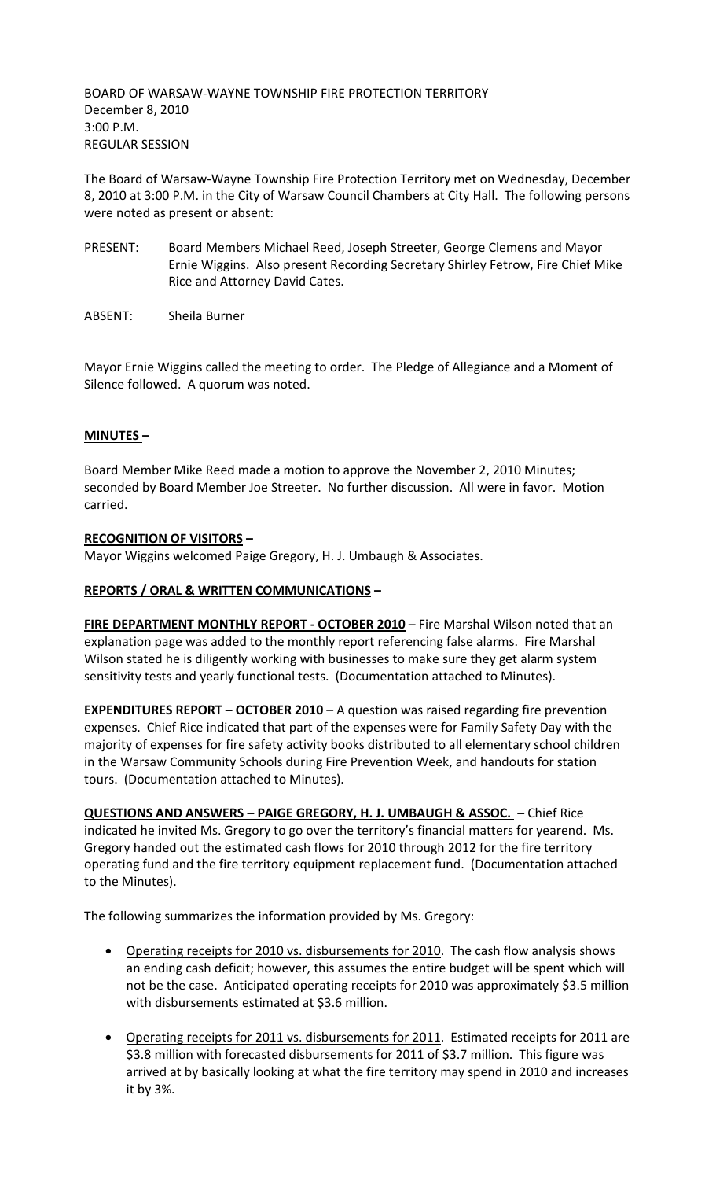BOARD OF WARSAW-WAYNE TOWNSHIP FIRE PROTECTION TERRITORY
December 8, 2010
3:00 P.M.
REGULAR SESSION

The Board of Warsaw-Wayne Township Fire Protection Territory met on Wednesday, December 8, 2010 at 3:00 P.M. in the City of Warsaw Council Chambers at City Hall. The following persons were noted as present or absent:

PRESENT: Board Members Michael Reed, Joseph Streeter, George Clemens and Mayor Ernie Wiggins. Also present Recording Secretary Shirley Fetrow, Fire Chief Mike Rice and Attorney David Cates.

ABSENT: Sheila Burner

Mayor Ernie Wiggins called the meeting to order. The Pledge of Allegiance and a Moment of Silence followed. A quorum was noted.

**MINUTES –**

Board Member Mike Reed made a motion to approve the November 2, 2010 Minutes; seconded by Board Member Joe Streeter. No further discussion. All were in favor. Motion carried.

**RECOGNITION OF VISITORS –**
Mayor Wiggins welcomed Paige Gregory, H. J. Umbaugh & Associates.

**REPORTS / ORAL & WRITTEN COMMUNICATIONS –**

**FIRE DEPARTMENT MONTHLY REPORT - OCTOBER 2010** – Fire Marshal Wilson noted that an explanation page was added to the monthly report referencing false alarms. Fire Marshal Wilson stated he is diligently working with businesses to make sure they get alarm system sensitivity tests and yearly functional tests. (Documentation attached to Minutes).

**EXPENDITURES REPORT – OCTOBER 2010** – A question was raised regarding fire prevention expenses. Chief Rice indicated that part of the expenses were for Family Safety Day with the majority of expenses for fire safety activity books distributed to all elementary school children in the Warsaw Community Schools during Fire Prevention Week, and handouts for station tours. (Documentation attached to Minutes).

**QUESTIONS AND ANSWERS – PAIGE GREGORY, H. J. UMBAUGH & ASSOC. –** Chief Rice indicated he invited Ms. Gregory to go over the territory's financial matters for yearend. Ms. Gregory handed out the estimated cash flows for 2010 through 2012 for the fire territory operating fund and the fire territory equipment replacement fund. (Documentation attached to the Minutes).

The following summarizes the information provided by Ms. Gregory:

- Operating receipts for 2010 vs. disbursements for 2010. The cash flow analysis shows an ending cash deficit; however, this assumes the entire budget will be spent which will not be the case. Anticipated operating receipts for 2010 was approximately \$3.5 million with disbursements estimated at \$3.6 million.
- Operating receipts for 2011 vs. disbursements for 2011. Estimated receipts for 2011 are \$3.8 million with forecasted disbursements for 2011 of \$3.7 million. This figure was arrived at by basically looking at what the fire territory may spend in 2010 and increases it by 3%.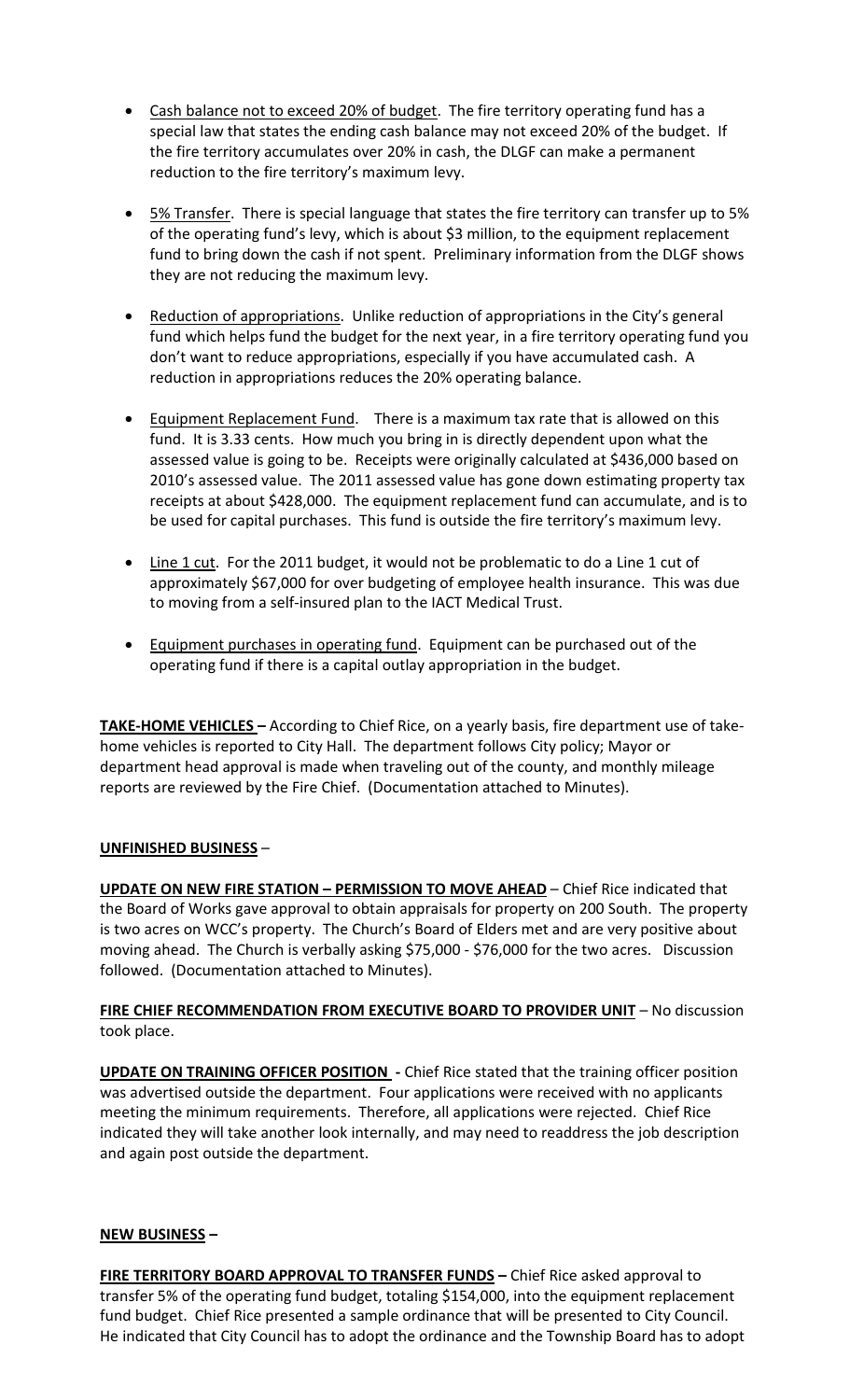- Cash balance not to exceed 20% of budget. The fire territory operating fund has a special law that states the ending cash balance may not exceed 20% of the budget. If the fire territory accumulates over 20% in cash, the DLGF can make a permanent reduction to the fire territory's maximum levy.

- 5% Transfer. There is special language that states the fire territory can transfer up to 5% of the operating fund's levy, which is about $3 million, to the equipment replacement fund to bring down the cash if not spent. Preliminary information from the DLGF shows they are not reducing the maximum levy.

- Reduction of appropriations. Unlike reduction of appropriations in the City's general fund which helps fund the budget for the next year, in a fire territory operating fund you don't want to reduce appropriations, especially if you have accumulated cash. A reduction in appropriations reduces the 20% operating balance.

- Equipment Replacement Fund. There is a maximum tax rate that is allowed on this fund. It is 3.33 cents. How much you bring in is directly dependent upon what the assessed value is going to be. Receipts were originally calculated at $436,000 based on 2010's assessed value. The 2011 assessed value has gone down estimating property tax receipts at about $428,000. The equipment replacement fund can accumulate, and is to be used for capital purchases. This fund is outside the fire territory's maximum levy.

- Line 1 cut. For the 2011 budget, it would not be problematic to do a Line 1 cut of approximately $67,000 for over budgeting of employee health insurance. This was due to moving from a self-insured plan to the IACT Medical Trust.

- Equipment purchases in operating fund. Equipment can be purchased out of the operating fund if there is a capital outlay appropriation in the budget.

**TAKE-HOME VEHICLES –** According to Chief Rice, on a yearly basis, fire department use of take-home vehicles is reported to City Hall. The department follows City policy; Mayor or department head approval is made when traveling out of the county, and monthly mileage reports are reviewed by the Fire Chief. (Documentation attached to Minutes).

**UNFINISHED BUSINESS** –

**UPDATE ON NEW FIRE STATION – PERMISSION TO MOVE AHEAD** – Chief Rice indicated that the Board of Works gave approval to obtain appraisals for property on 200 South. The property is two acres on WCC's property. The Church's Board of Elders met and are very positive about moving ahead. The Church is verbally asking $75,000 - $76,000 for the two acres. Discussion followed. (Documentation attached to Minutes).

**FIRE CHIEF RECOMMENDATION FROM EXECUTIVE BOARD TO PROVIDER UNIT** – No discussion took place.

**UPDATE ON TRAINING OFFICER POSITION -** Chief Rice stated that the training officer position was advertised outside the department. Four applications were received with no applicants meeting the minimum requirements. Therefore, all applications were rejected. Chief Rice indicated they will take another look internally, and may need to readdress the job description and again post outside the department.

**NEW BUSINESS –**

**FIRE TERRITORY BOARD APPROVAL TO TRANSFER FUNDS –** Chief Rice asked approval to transfer 5% of the operating fund budget, totaling $154,000, into the equipment replacement fund budget. Chief Rice presented a sample ordinance that will be presented to City Council. He indicated that City Council has to adopt the ordinance and the Township Board has to adopt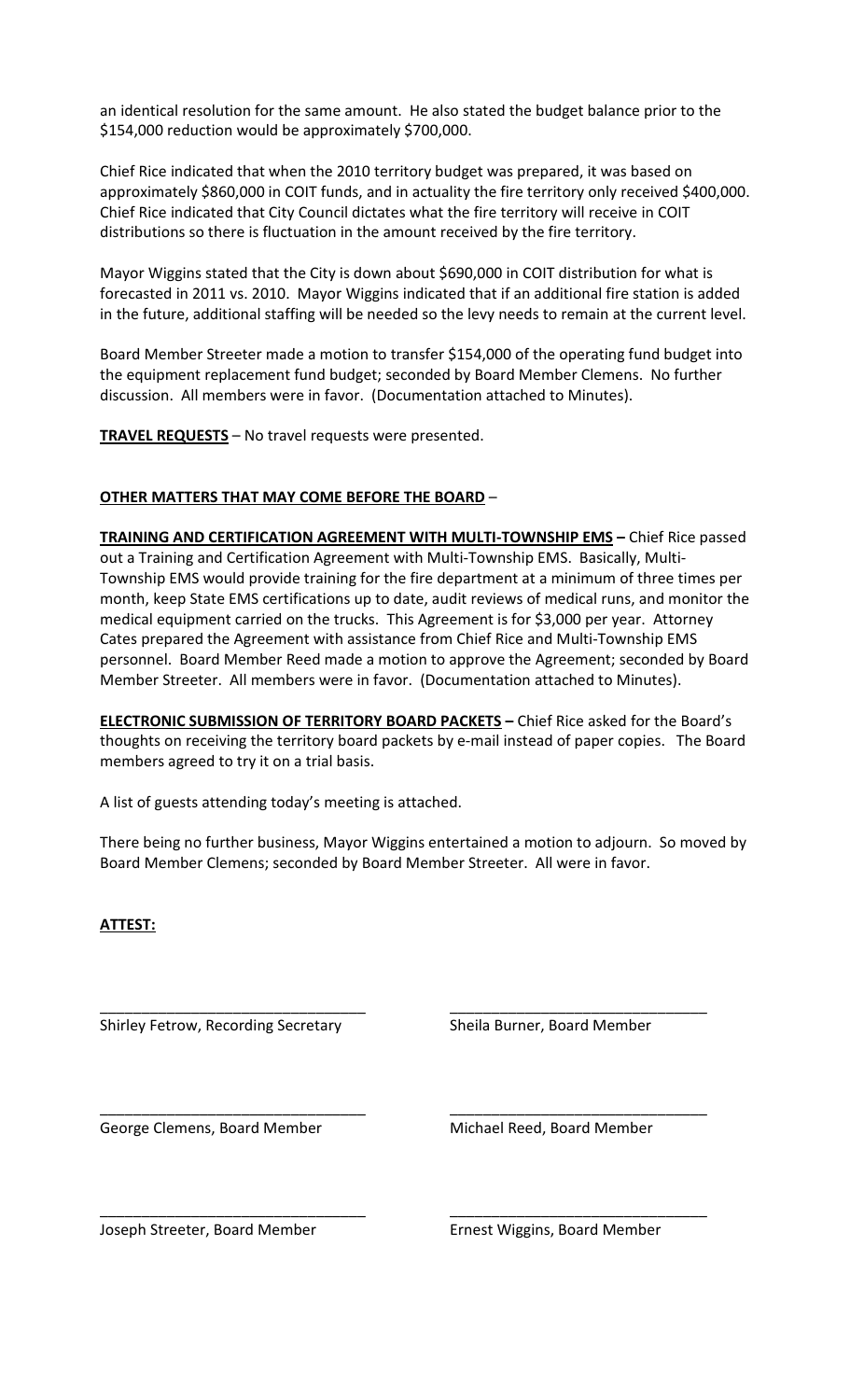an identical resolution for the same amount. He also stated the budget balance prior to the $154,000 reduction would be approximately $700,000.

Chief Rice indicated that when the 2010 territory budget was prepared, it was based on approximately $860,000 in COIT funds, and in actuality the fire territory only received $400,000. Chief Rice indicated that City Council dictates what the fire territory will receive in COIT distributions so there is fluctuation in the amount received by the fire territory.

Mayor Wiggins stated that the City is down about $690,000 in COIT distribution for what is forecasted in 2011 vs. 2010. Mayor Wiggins indicated that if an additional fire station is added in the future, additional staffing will be needed so the levy needs to remain at the current level.

Board Member Streeter made a motion to transfer $154,000 of the operating fund budget into the equipment replacement fund budget; seconded by Board Member Clemens. No further discussion. All members were in favor. (Documentation attached to Minutes).

**TRAVEL REQUESTS** – No travel requests were presented.

**OTHER MATTERS THAT MAY COME BEFORE THE BOARD** –

**TRAINING AND CERTIFICATION AGREEMENT WITH MULTI-TOWNSHIP EMS –** Chief Rice passed out a Training and Certification Agreement with Multi-Township EMS. Basically, Multi-Township EMS would provide training for the fire department at a minimum of three times per month, keep State EMS certifications up to date, audit reviews of medical runs, and monitor the medical equipment carried on the trucks. This Agreement is for $3,000 per year. Attorney Cates prepared the Agreement with assistance from Chief Rice and Multi-Township EMS personnel. Board Member Reed made a motion to approve the Agreement; seconded by Board Member Streeter. All members were in favor. (Documentation attached to Minutes).

**ELECTRONIC SUBMISSION OF TERRITORY BOARD PACKETS –** Chief Rice asked for the Board's thoughts on receiving the territory board packets by e-mail instead of paper copies. The Board members agreed to try it on a trial basis.

A list of guests attending today's meeting is attached.

There being no further business, Mayor Wiggins entertained a motion to adjourn. So moved by Board Member Clemens; seconded by Board Member Streeter. All were in favor.

**ATTEST:**

_______________________________
Shirley Fetrow, Recording Secretary

_______________________________
Sheila Burner, Board Member

_______________________________
George Clemens, Board Member

_______________________________
Michael Reed, Board Member

_______________________________
Joseph Streeter, Board Member

_______________________________
Ernest Wiggins, Board Member